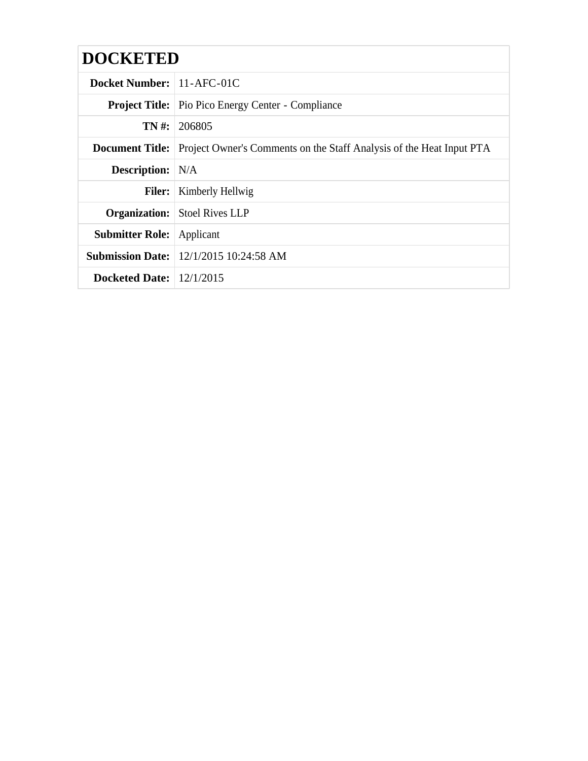| DOCKETED | |
|---|---|
| **Docket Number:** | 11-AFC-01C |
| **Project Title:** | Pio Pico Energy Center - Compliance |
| **TN #:** | 206805 |
| **Document Title:** | Project Owner's Comments on the Staff Analysis of the Heat Input PTA |
| **Description:** | N/A |
| **Filer:** | Kimberly Hellwig |
| **Organization:** | Stoel Rives LLP |
| **Submitter Role:** | Applicant |
| **Submission Date:** | 12/1/2015 10:24:58 AM |
| **Docketed Date:** | 12/1/2015 |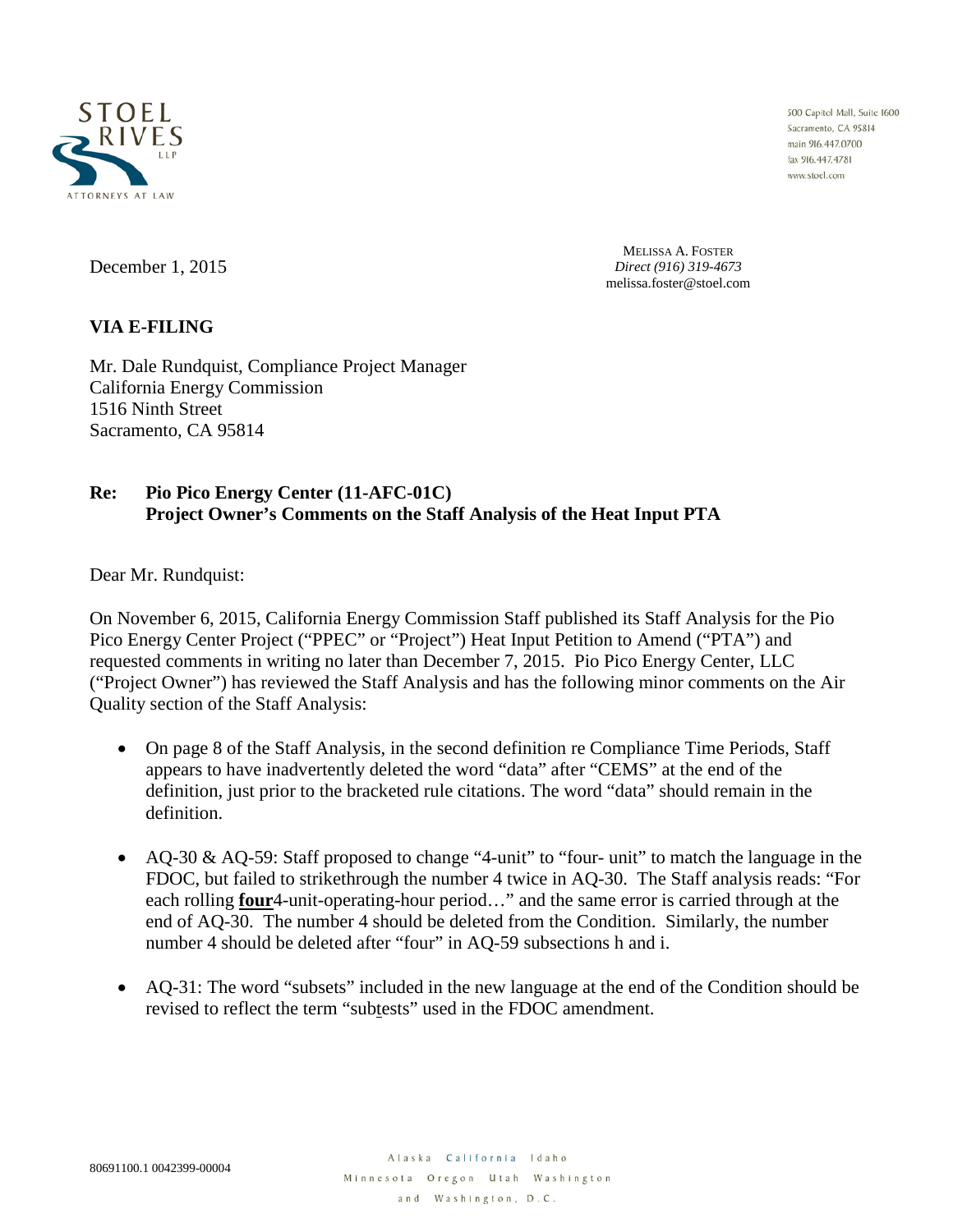December 1, 2015

MELISSA A. FOSTER
*Direct (916) 319-4673*
melissa.foster@stoel.com

**VIA E-FILING**

Mr. Dale Rundquist, Compliance Project Manager
California Energy Commission
1516 Ninth Street
Sacramento, CA 95814

**Re: Pio Pico Energy Center (11-AFC-01C)**
**Project Owner's Comments on the Staff Analysis of the Heat Input PTA**

Dear Mr. Rundquist:

On November 6, 2015, California Energy Commission Staff published its Staff Analysis for the Pio Pico Energy Center Project ("PPEC" or "Project") Heat Input Petition to Amend ("PTA") and requested comments in writing no later than December 7, 2015. Pio Pico Energy Center, LLC ("Project Owner") has reviewed the Staff Analysis and has the following minor comments on the Air Quality section of the Staff Analysis:

- On page 8 of the Staff Analysis, in the second definition re Compliance Time Periods, Staff appears to have inadvertently deleted the word "data" after "CEMS" at the end of the definition, just prior to the bracketed rule citations. The word "data" should remain in the definition.

- AQ-30 & AQ-59: Staff proposed to change "4-unit" to "four- unit" to match the language in the FDOC, but failed to strikethrough the number 4 twice in AQ-30. The Staff analysis reads: "For each rolling **<u>four</u>**4-unit-operating-hour period…" and the same error is carried through at the end of AQ-30. The number 4 should be deleted from the Condition. Similarly, the number number 4 should be deleted after "four" in AQ-59 subsections h and i.

- AQ-31: The word "subsets" included in the new language at the end of the Condition should be revised to reflect the term "sub<u>t</u>ests" used in the FDOC amendment.

80691100.1 0042399-00004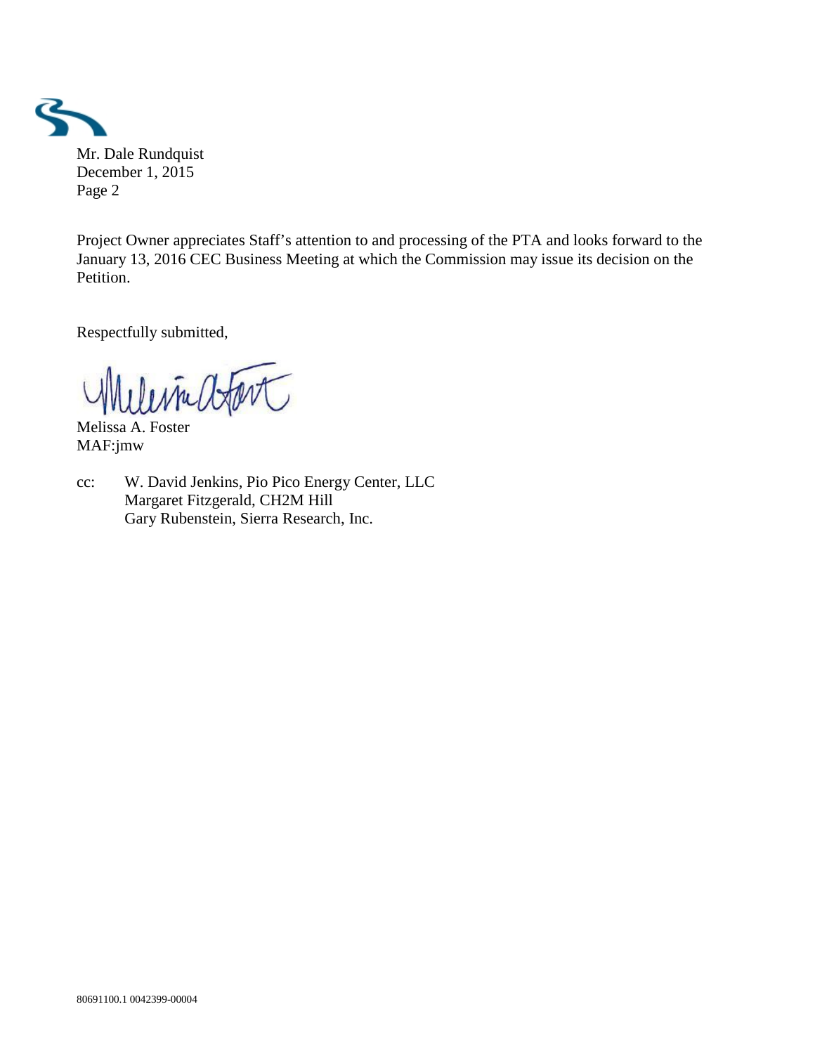Mr. Dale Rundquist
December 1, 2015
Page 2

Project Owner appreciates Staff's attention to and processing of the PTA and looks forward to the January 13, 2016 CEC Business Meeting at which the Commission may issue its decision on the Petition.

Respectfully submitted,

Melissa A. Foster
MAF:jmw

cc: W. David Jenkins, Pio Pico Energy Center, LLC
Margaret Fitzgerald, CH2M Hill
Gary Rubenstein, Sierra Research, Inc.

80691100.1 0042399-00004